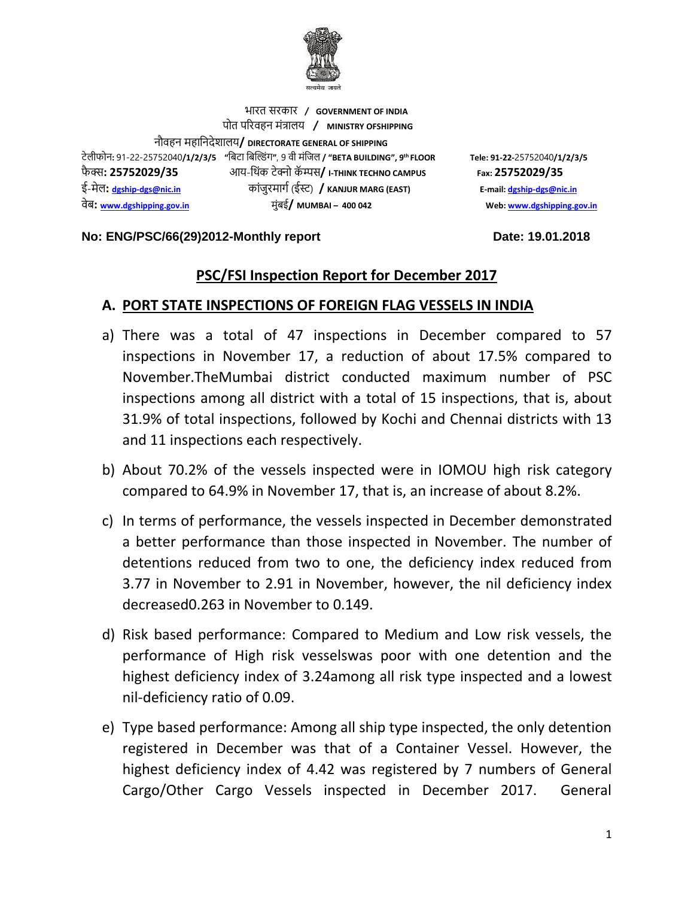सत्यमेव जयते

भारत सरकार / **GOVERNMENT OF INDIA**
पोत परिवहन मंत्रालय / **MINISTRY OFSHIPPING**
नौवहन महानिदेशालय/ **DIRECTORATE GENERAL OF SHIPPING**

| | | |
|---|---|---|
| टेलीफोन: 91-22-25752040/**1/2/3/5** | "बिटा बिल्डिंग", 9 वी मंजिल / **"BETA BUILDING", 9th FLOOR** | **Tele: 91-22-**25752040/**1/2/3/5** |
| फैक्स: **25752029/35** | आय-थिंक टेक्नो कॅम्पस/ **I-THINK TECHNO CAMPUS** | **Fax: 25752029/35** |
| ई-मेल: **dgship-dgs@nic.in** | कांजुरमार्ग (ईस्ट) / **KANJUR MARG (EAST)** | **E-mail: dgship-dgs@nic.in** |
| वेब: **www.dgshipping.gov.in** | मुंबई/ **MUMBAI – 400 042** | **Web: www.dgshipping.gov.in** |

**No: ENG/PSC/66(29)2012-Monthly report** **Date: 19.01.2018**

## PSC/FSI Inspection Report for December 2017

### A. PORT STATE INSPECTIONS OF FOREIGN FLAG VESSELS IN INDIA

a) There was a total of 47 inspections in December compared to 57 inspections in November 17, a reduction of about 17.5% compared to November.TheMumbai district conducted maximum number of PSC inspections among all district with a total of 15 inspections, that is, about 31.9% of total inspections, followed by Kochi and Chennai districts with 13 and 11 inspections each respectively.

b) About 70.2% of the vessels inspected were in IOMOU high risk category compared to 64.9% in November 17, that is, an increase of about 8.2%.

c) In terms of performance, the vessels inspected in December demonstrated a better performance than those inspected in November. The number of detentions reduced from two to one, the deficiency index reduced from 3.77 in November to 2.91 in November, however, the nil deficiency index decreased0.263 in November to 0.149.

d) Risk based performance: Compared to Medium and Low risk vessels, the performance of High risk vesselswas poor with one detention and the highest deficiency index of 3.24among all risk type inspected and a lowest nil-deficiency ratio of 0.09.

e) Type based performance: Among all ship type inspected, the only detention registered in December was that of a Container Vessel. However, the highest deficiency index of 4.42 was registered by 7 numbers of General Cargo/Other Cargo Vessels inspected in December 2017. General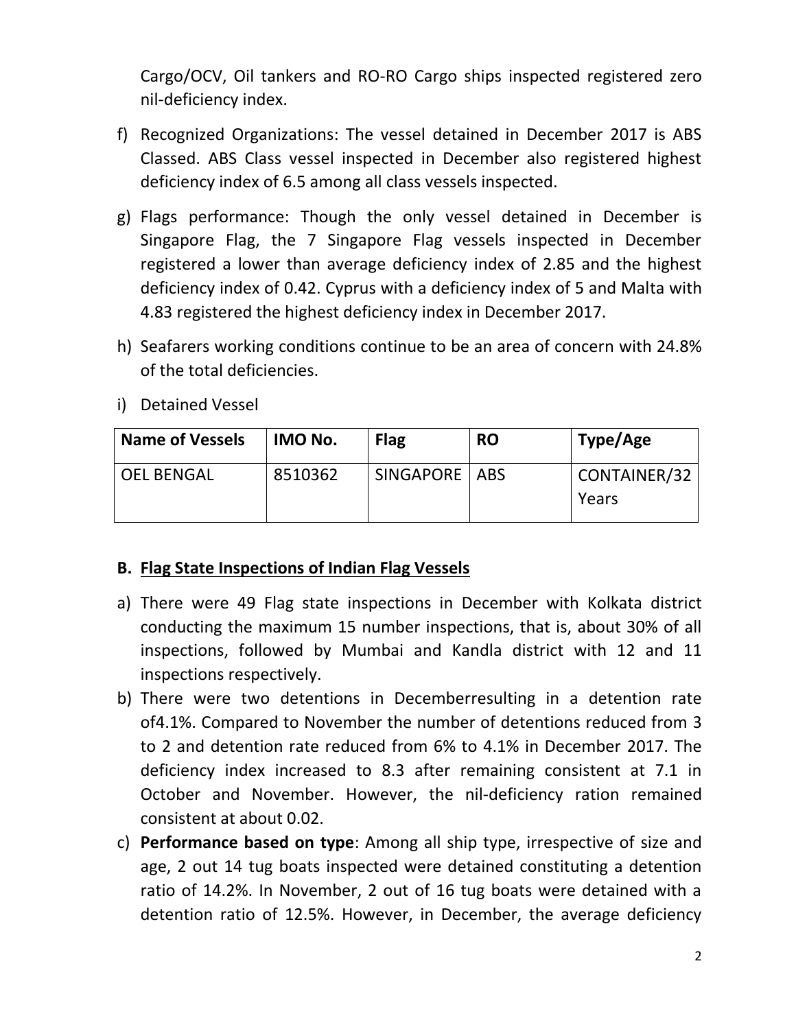Cargo/OCV, Oil tankers and RO-RO Cargo ships inspected registered zero nil-deficiency index.

f) Recognized Organizations: The vessel detained in December 2017 is ABS Classed. ABS Class vessel inspected in December also registered highest deficiency index of 6.5 among all class vessels inspected.

g) Flags performance: Though the only vessel detained in December is Singapore Flag, the 7 Singapore Flag vessels inspected in December registered a lower than average deficiency index of 2.85 and the highest deficiency index of 0.42. Cyprus with a deficiency index of 5 and Malta with 4.83 registered the highest deficiency index in December 2017.

h) Seafarers working conditions continue to be an area of concern with 24.8% of the total deficiencies.

i) Detained Vessel

| Name of Vessels | IMO No. | Flag | RO | Type/Age |
|---|---|---|---|---|
| OEL BENGAL | 8510362 | SINGAPORE | ABS | CONTAINER/32 Years |

## B. Flag State Inspections of Indian Flag Vessels

a) There were 49 Flag state inspections in December with Kolkata district conducting the maximum 15 number inspections, that is, about 30% of all inspections, followed by Mumbai and Kandla district with 12 and 11 inspections respectively.

b) There were two detentions in Decemberresulting in a detention rate of4.1%. Compared to November the number of detentions reduced from 3 to 2 and detention rate reduced from 6% to 4.1% in December 2017. The deficiency index increased to 8.3 after remaining consistent at 7.1 in October and November. However, the nil-deficiency ration remained consistent at about 0.02.

c) **Performance based on type**: Among all ship type, irrespective of size and age, 2 out 14 tug boats inspected were detained constituting a detention ratio of 14.2%. In November, 2 out of 16 tug boats were detained with a detention ratio of 12.5%. However, in December, the average deficiency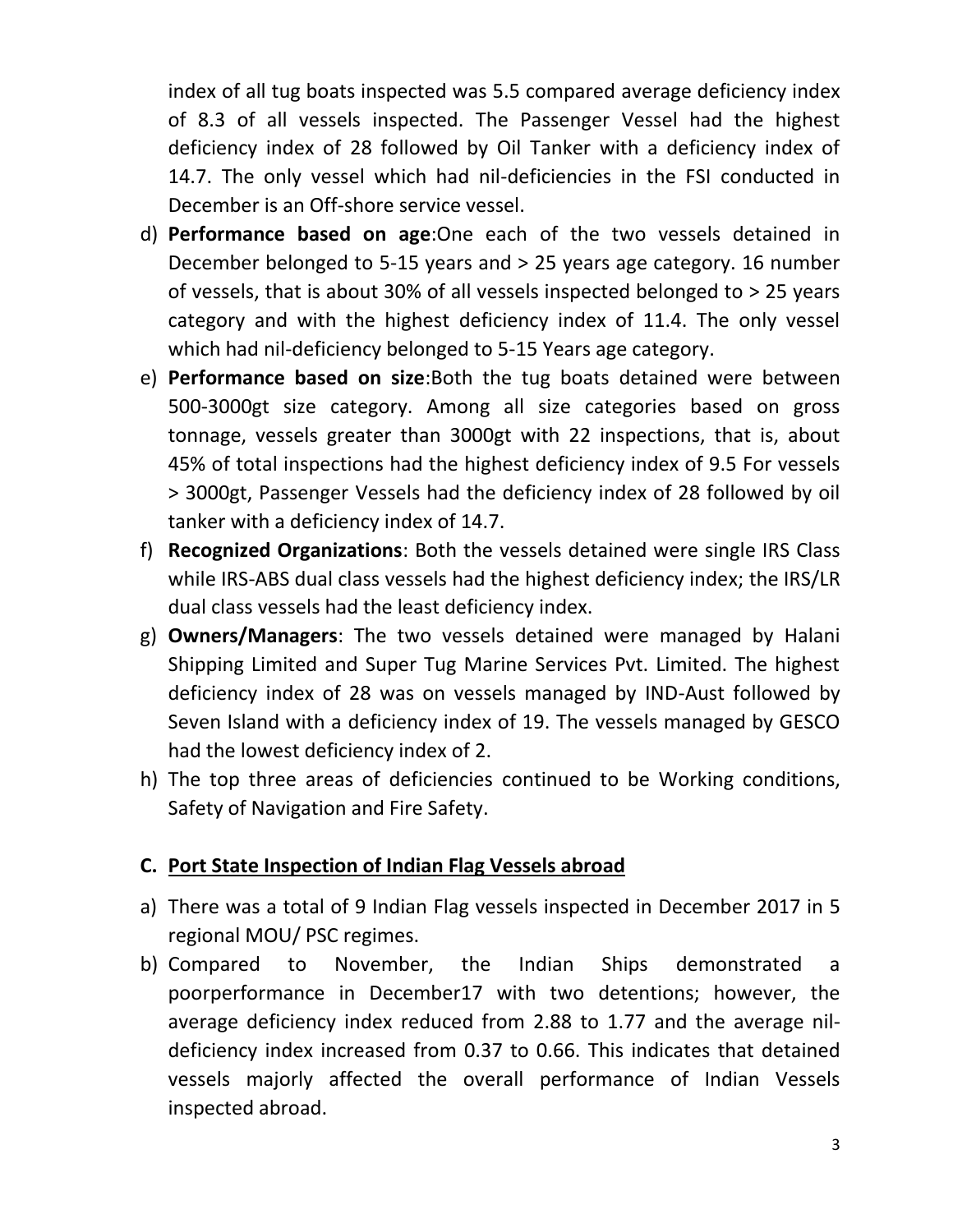index of all tug boats inspected was 5.5 compared average deficiency index of 8.3 of all vessels inspected. The Passenger Vessel had the highest deficiency index of 28 followed by Oil Tanker with a deficiency index of 14.7. The only vessel which had nil-deficiencies in the FSI conducted in December is an Off-shore service vessel.

d) **Performance based on age**:One each of the two vessels detained in December belonged to 5-15 years and > 25 years age category. 16 number of vessels, that is about 30% of all vessels inspected belonged to > 25 years category and with the highest deficiency index of 11.4. The only vessel which had nil-deficiency belonged to 5-15 Years age category.

e) **Performance based on size**:Both the tug boats detained were between 500-3000gt size category. Among all size categories based on gross tonnage, vessels greater than 3000gt with 22 inspections, that is, about 45% of total inspections had the highest deficiency index of 9.5 For vessels > 3000gt, Passenger Vessels had the deficiency index of 28 followed by oil tanker with a deficiency index of 14.7.

f) **Recognized Organizations**: Both the vessels detained were single IRS Class while IRS-ABS dual class vessels had the highest deficiency index; the IRS/LR dual class vessels had the least deficiency index.

g) **Owners/Managers**: The two vessels detained were managed by Halani Shipping Limited and Super Tug Marine Services Pvt. Limited. The highest deficiency index of 28 was on vessels managed by IND-Aust followed by Seven Island with a deficiency index of 19. The vessels managed by GESCO had the lowest deficiency index of 2.

h) The top three areas of deficiencies continued to be Working conditions, Safety of Navigation and Fire Safety.

## C. Port State Inspection of Indian Flag Vessels abroad

a) There was a total of 9 Indian Flag vessels inspected in December 2017 in 5 regional MOU/ PSC regimes.

b) Compared to November, the Indian Ships demonstrated a poorperformance in December17 with two detentions; however, the average deficiency index reduced from 2.88 to 1.77 and the average nil-deficiency index increased from 0.37 to 0.66. This indicates that detained vessels majorly affected the overall performance of Indian Vessels inspected abroad.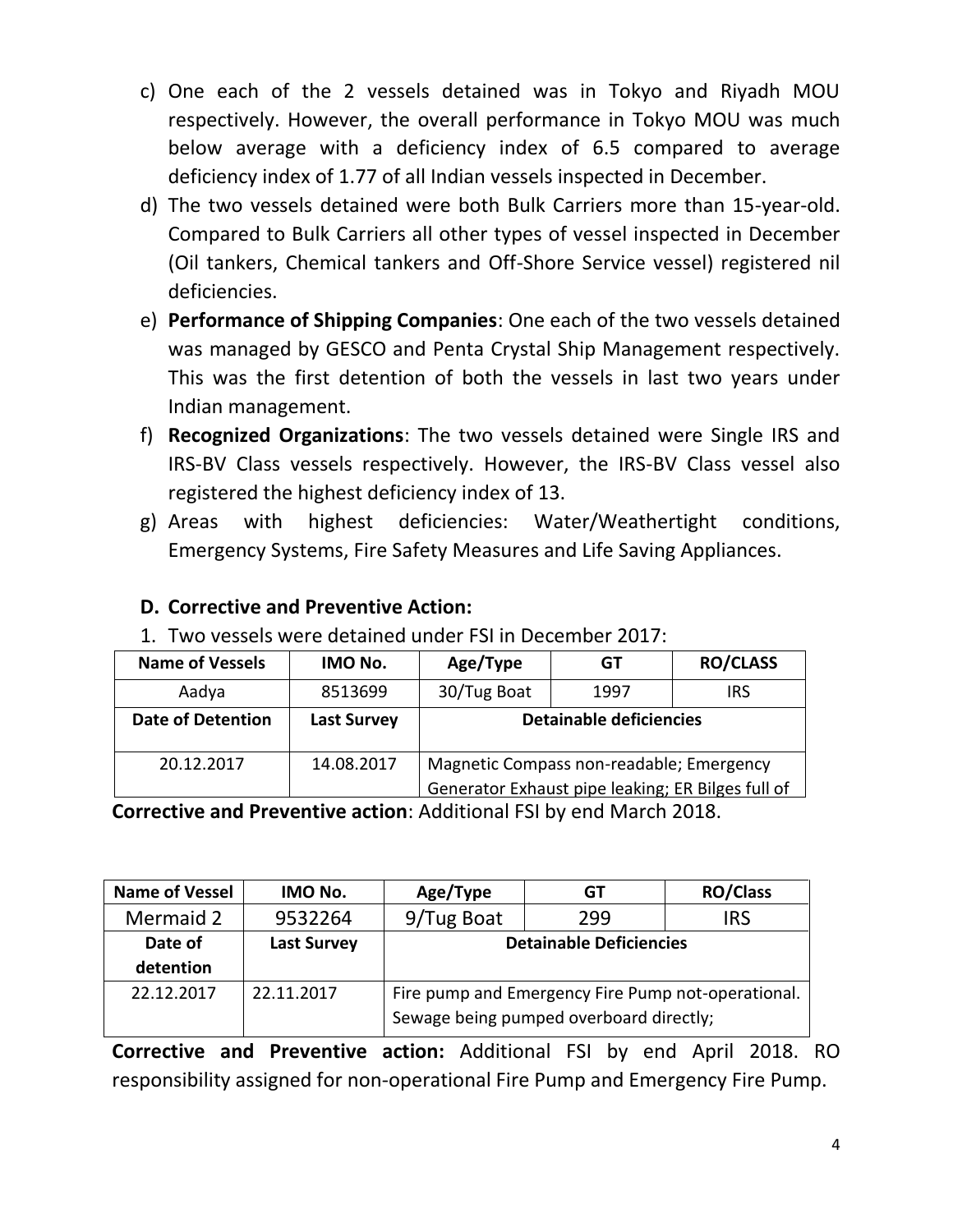c) One each of the 2 vessels detained was in Tokyo and Riyadh MOU respectively. However, the overall performance in Tokyo MOU was much below average with a deficiency index of 6.5 compared to average deficiency index of 1.77 of all Indian vessels inspected in December.

d) The two vessels detained were both Bulk Carriers more than 15-year-old. Compared to Bulk Carriers all other types of vessel inspected in December (Oil tankers, Chemical tankers and Off-Shore Service vessel) registered nil deficiencies.

e) **Performance of Shipping Companies**: One each of the two vessels detained was managed by GESCO and Penta Crystal Ship Management respectively. This was the first detention of both the vessels in last two years under Indian management.

f) **Recognized Organizations**: The two vessels detained were Single IRS and IRS-BV Class vessels respectively. However, the IRS-BV Class vessel also registered the highest deficiency index of 13.

g) Areas with highest deficiencies: Water/Weathertight conditions, Emergency Systems, Fire Safety Measures and Life Saving Appliances.

## D. Corrective and Preventive Action:

1. Two vessels were detained under FSI in December 2017:

| Name of Vessels | IMO No. | Age/Type | GT | RO/CLASS |
|---|---|---|---|---|
| Aadya | 8513699 | 30/Tug Boat | 1997 | IRS |
| **Date of Detention** | **Last Survey** | **Detainable deficiencies** | | |
| 20.12.2017 | 14.08.2017 | Magnetic Compass non-readable; Emergency Generator Exhaust pipe leaking; ER Bilges full of | | |

**Corrective and Preventive action**: Additional FSI by end March 2018.

| Name of Vessel | IMO No. | Age/Type | GT | RO/Class |
|---|---|---|---|---|
| Mermaid 2 | 9532264 | 9/Tug Boat | 299 | IRS |
| **Date of detention** | **Last Survey** | **Detainable Deficiencies** | | |
| 22.12.2017 | 22.11.2017 | Fire pump and Emergency Fire Pump not-operational. Sewage being pumped overboard directly; | | |

**Corrective and Preventive action:** Additional FSI by end April 2018. RO responsibility assigned for non-operational Fire Pump and Emergency Fire Pump.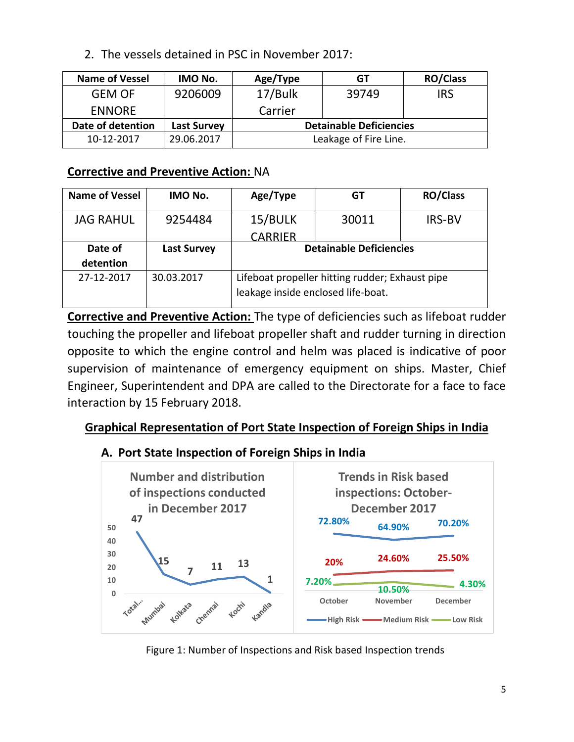2. The vessels detained in PSC in November 2017:

| Name of Vessel | IMO No. | Age/Type | GT | RO/Class |
|---|---|---|---|---|
| GEM OF ENNORE | 9206009 | 17/Bulk Carrier | 39749 | IRS |
| **Date of detention** | **Last Survey** | **Detainable Deficiencies** | | |
| 10-12-2017 | 29.06.2017 | Leakage of Fire Line. | | |

**Corrective and Preventive Action:** NA

| Name of Vessel | IMO No. | Age/Type | GT | RO/Class |
|---|---|---|---|---|
| JAG RAHUL | 9254484 | 15/BULK CARRIER | 30011 | IRS-BV |
| **Date of detention** | **Last Survey** | **Detainable Deficiencies** | | |
| 27-12-2017 | 30.03.2017 | Lifeboat propeller hitting rudder; Exhaust pipe leakage inside enclosed life-boat. | | |

**Corrective and Preventive Action:** The type of deficiencies such as lifeboat rudder touching the propeller and lifeboat propeller shaft and rudder turning in direction opposite to which the engine control and helm was placed is indicative of poor supervision of maintenance of emergency equipment on ships. Master, Chief Engineer, Superintendent and DPA are called to the Directorate for a face to face interaction by 15 February 2018.

## Graphical Representation of Port State Inspection of Foreign Ships in India

### A. Port State Inspection of Foreign Ships in India

**Number and distribution of inspections conducted in December 2017**

| Total... | Mumbai | Kolkata | Chennai | Kochi | Kandla |
|---|---|---|---|---|---|
| 47 | 15 | 7 | 11 | 13 | 1 |

**Trends in Risk based inspections: October-December 2017**

| | October | November | December |
|---|---|---|---|
| High Risk | 72.80% | 64.90% | 70.20% |
| Medium Risk | 20% | 24.60% | 25.50% |
| Low Risk | 7.20% | 10.50% | 4.30% |

Figure 1: Number of Inspections and Risk based Inspection trends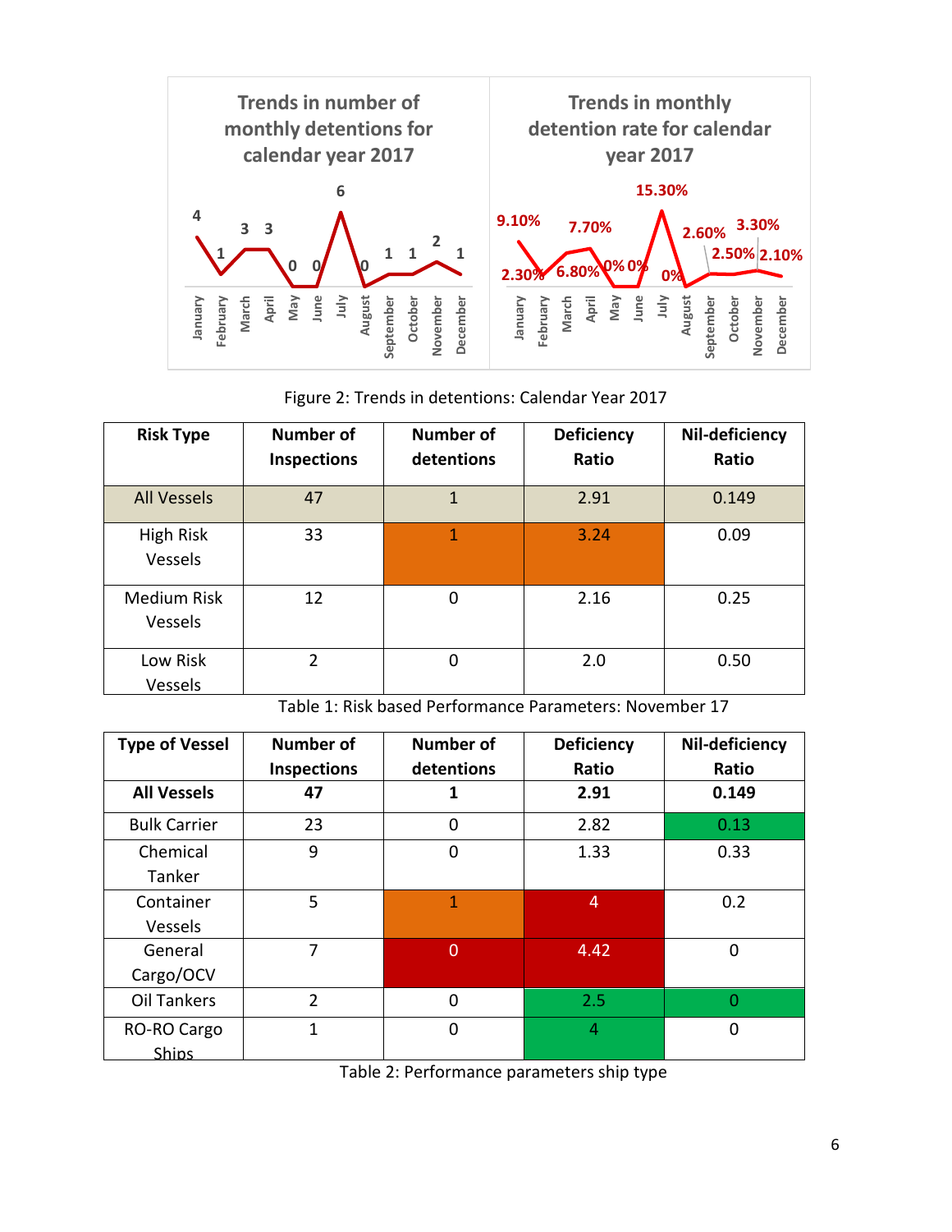**Trends in number of monthly detentions for calendar year 2017**

| Month | January | February | March | April | May | June | July | August | September | October | November | December |
|---|---|---|---|---|---|---|---|---|---|---|---|---|
| Detentions | 4 | 1 | 3 | 3 | 0 | 0 | 6 | 0 | 1 | 1 | 2 | 1 |

**Trends in monthly detention rate for calendar year 2017**

| Month | January | February | March | April | May | June | July | August | September | October | November | December |
|---|---|---|---|---|---|---|---|---|---|---|---|---|
| Detention rate | 9.10% | 2.30% | 6.80% | 7.70% | 0% | 0% | 15.30% | 0% | 2.60% | 2.50% | 3.30% | 2.10% |

Figure 2: Trends in detentions: Calendar Year 2017

| Risk Type | Number of Inspections | Number of detentions | Deficiency Ratio | Nil-deficiency Ratio |
|---|---|---|---|---|
| All Vessels | 47 | 1 | 2.91 | 0.149 |
| High Risk Vessels | 33 | 1 | 3.24 | 0.09 |
| Medium Risk Vessels | 12 | 0 | 2.16 | 0.25 |
| Low Risk Vessels | 2 | 0 | 2.0 | 0.50 |

Table 1: Risk based Performance Parameters: November 17

| Type of Vessel | Number of Inspections | Number of detentions | Deficiency Ratio | Nil-deficiency Ratio |
|---|---|---|---|---|
| **All Vessels** | **47** | **1** | **2.91** | **0.149** |
| Bulk Carrier | 23 | 0 | 2.82 | 0.13 |
| Chemical Tanker | 9 | 0 | 1.33 | 0.33 |
| Container Vessels | 5 | 1 | 4 | 0.2 |
| General Cargo/OCV | 7 | 0 | 4.42 | 0 |
| Oil Tankers | 2 | 0 | 2.5 | 0 |
| RO-RO Cargo Ships | 1 | 0 | 4 | 0 |

Table 2: Performance parameters ship type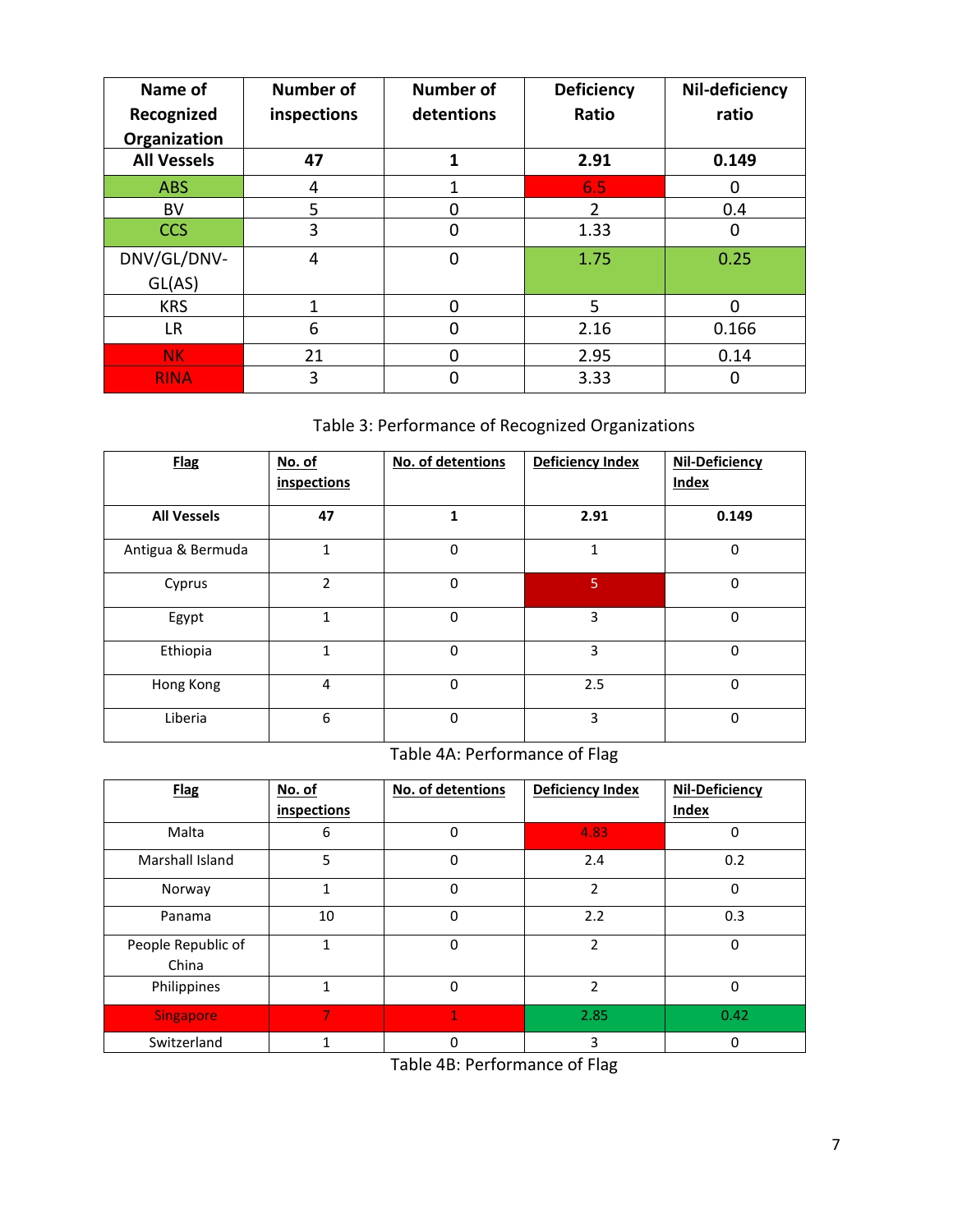| Name of Recognized Organization | Number of inspections | Number of detentions | Deficiency Ratio | Nil-deficiency ratio |
|---|---|---|---|---|
| **All Vessels** | **47** | **1** | **2.91** | **0.149** |
| ABS | 4 | 1 | 6.5 | 0 |
| BV | 5 | 0 | 2 | 0.4 |
| CCS | 3 | 0 | 1.33 | 0 |
| DNV/GL/DNV-GL(AS) | 4 | 0 | 1.75 | 0.25 |
| KRS | 1 | 0 | 5 | 0 |
| LR | 6 | 0 | 2.16 | 0.166 |
| NK | 21 | 0 | 2.95 | 0.14 |
| RINA | 3 | 0 | 3.33 | 0 |

Table 3: Performance of Recognized Organizations

| Flag | No. of inspections | No. of detentions | Deficiency Index | Nil-Deficiency Index |
|---|---|---|---|---|
| **All Vessels** | **47** | **1** | **2.91** | **0.149** |
| Antigua & Bermuda | 1 | 0 | 1 | 0 |
| Cyprus | 2 | 0 | 5 | 0 |
| Egypt | 1 | 0 | 3 | 0 |
| Ethiopia | 1 | 0 | 3 | 0 |
| Hong Kong | 4 | 0 | 2.5 | 0 |
| Liberia | 6 | 0 | 3 | 0 |

Table 4A: Performance of Flag

| Flag | No. of inspections | No. of detentions | Deficiency Index | Nil-Deficiency Index |
|---|---|---|---|---|
| Malta | 6 | 0 | 4.83 | 0 |
| Marshall Island | 5 | 0 | 2.4 | 0.2 |
| Norway | 1 | 0 | 2 | 0 |
| Panama | 10 | 0 | 2.2 | 0.3 |
| People Republic of China | 1 | 0 | 2 | 0 |
| Philippines | 1 | 0 | 2 | 0 |
| Singapore | 7 | 1 | 2.85 | 0.42 |
| Switzerland | 1 | 0 | 3 | 0 |

Table 4B: Performance of Flag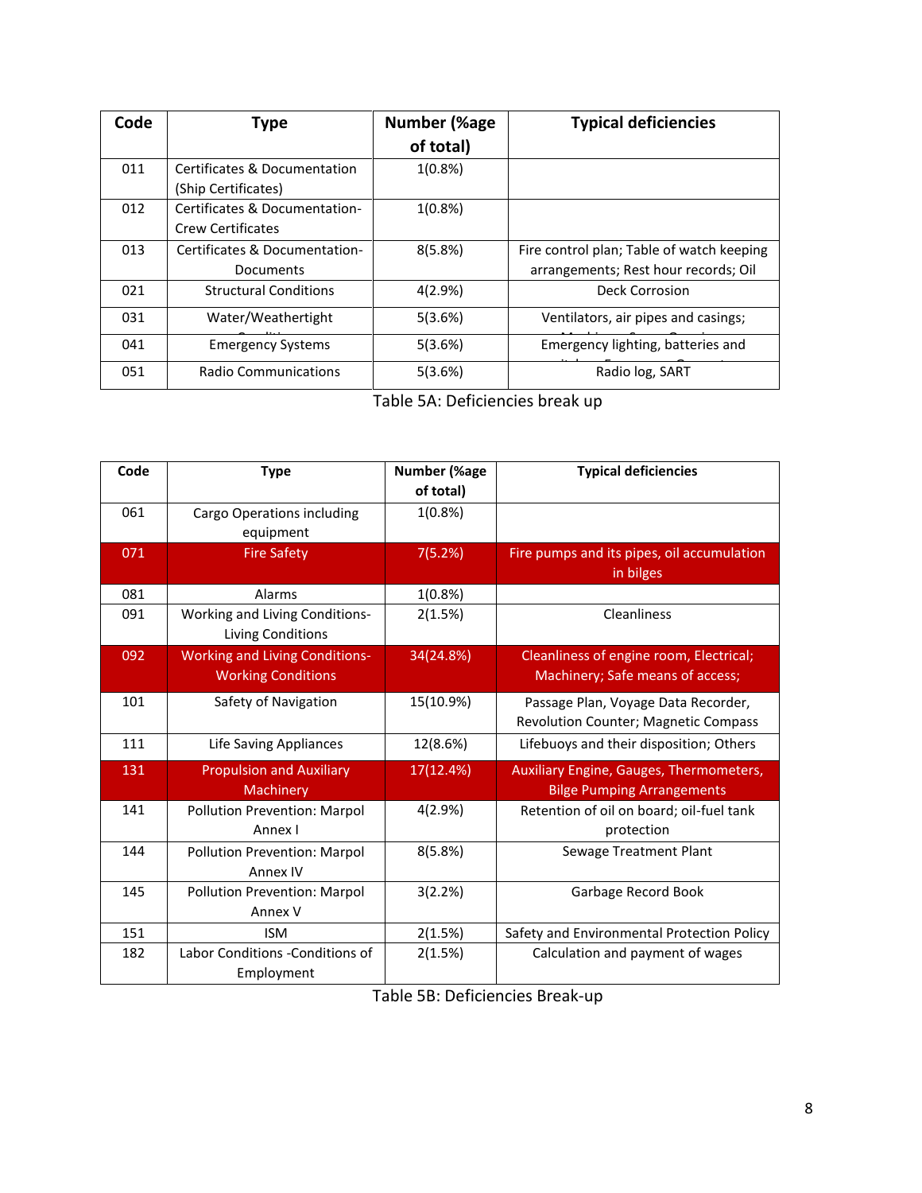| Code | Type | Number (%age of total) | Typical deficiencies |
|---|---|---|---|
| 011 | Certificates & Documentation (Ship Certificates) | 1(0.8%) | |
| 012 | Certificates & Documentation- Crew Certificates | 1(0.8%) | |
| 013 | Certificates & Documentation- Documents | 8(5.8%) | Fire control plan; Table of watch keeping arrangements; Rest hour records; Oil |
| 021 | Structural Conditions | 4(2.9%) | Deck Corrosion |
| 031 | Water/Weathertight | 5(3.6%) | Ventilators, air pipes and casings; |
| 041 | Emergency Systems | 5(3.6%) | Emergency lighting, batteries and |
| 051 | Radio Communications | 5(3.6%) | Radio log, SART |

Table 5A: Deficiencies break up

| Code | Type | Number (%age of total) | Typical deficiencies |
|---|---|---|---|
| 061 | Cargo Operations including equipment | 1(0.8%) | |
| 071 | Fire Safety | 7(5.2%) | Fire pumps and its pipes, oil accumulation in bilges |
| 081 | Alarms | 1(0.8%) | |
| 091 | Working and Living Conditions- Living Conditions | 2(1.5%) | Cleanliness |
| 092 | Working and Living Conditions- Working Conditions | 34(24.8%) | Cleanliness of engine room, Electrical; Machinery; Safe means of access; |
| 101 | Safety of Navigation | 15(10.9%) | Passage Plan, Voyage Data Recorder, Revolution Counter; Magnetic Compass |
| 111 | Life Saving Appliances | 12(8.6%) | Lifebuoys and their disposition; Others |
| 131 | Propulsion and Auxiliary Machinery | 17(12.4%) | Auxiliary Engine, Gauges, Thermometers, Bilge Pumping Arrangements |
| 141 | Pollution Prevention: Marpol Annex I | 4(2.9%) | Retention of oil on board; oil-fuel tank protection |
| 144 | Pollution Prevention: Marpol Annex IV | 8(5.8%) | Sewage Treatment Plant |
| 145 | Pollution Prevention: Marpol Annex V | 3(2.2%) | Garbage Record Book |
| 151 | ISM | 2(1.5%) | Safety and Environmental Protection Policy |
| 182 | Labor Conditions -Conditions of Employment | 2(1.5%) | Calculation and payment of wages |

Table 5B: Deficiencies Break-up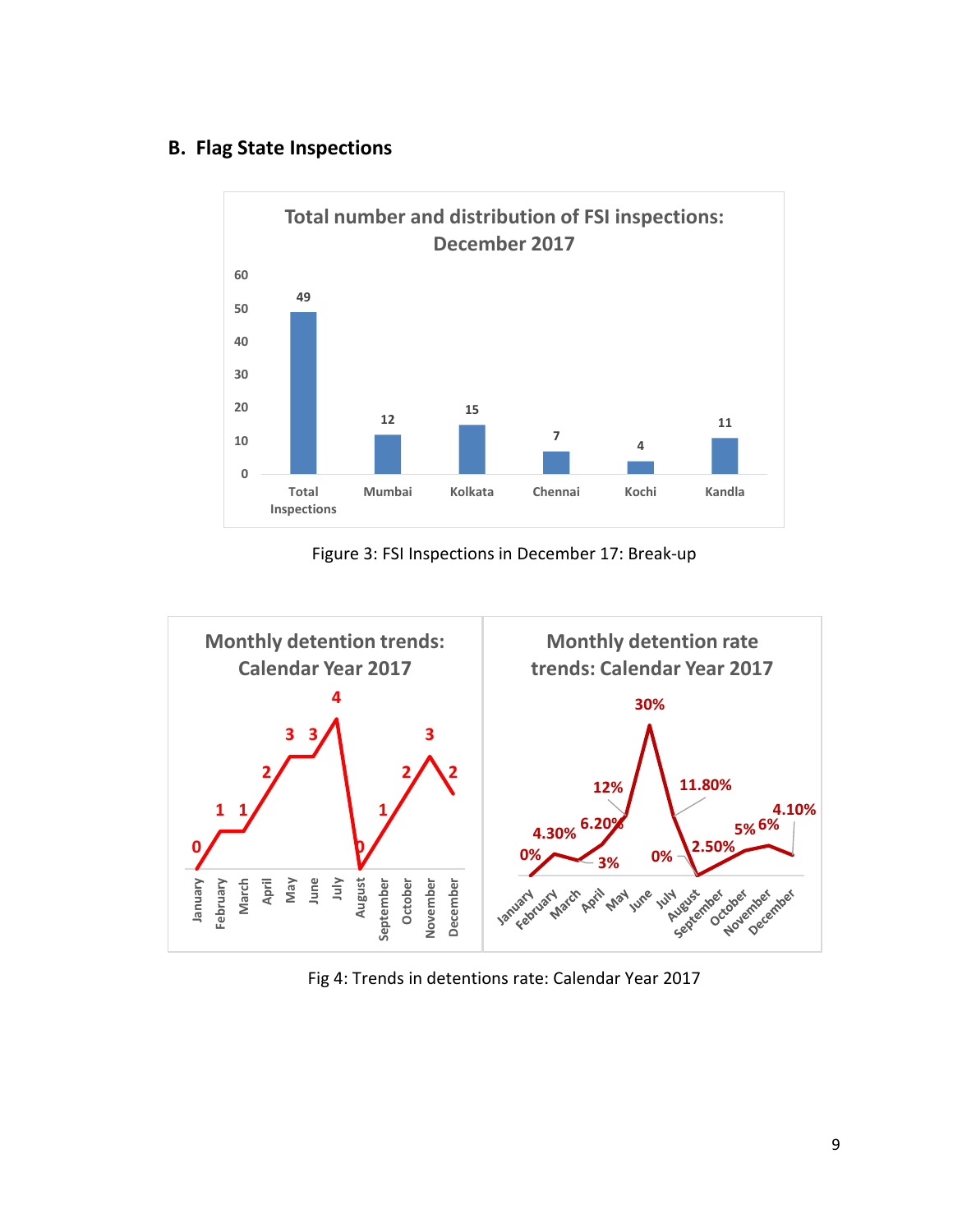## B. Flag State Inspections

**Total number and distribution of FSI inspections: December 2017**

| Category | Number |
|---|---|
| Total Inspections | 49 |
| Mumbai | 12 |
| Kolkata | 15 |
| Chennai | 7 |
| Kochi | 4 |
| Kandla | 11 |

Figure 3: FSI Inspections in December 17: Break-up

**Monthly detention trends: Calendar Year 2017**

| Month | Detentions |
|---|---|
| January | 0 |
| February | 1 |
| March | 1 |
| April | 2 |
| May | 3 |
| June | 3 |
| July | 4 |
| August | 0 |
| September | 1 |
| October | 2 |
| November | 3 |
| December | 2 |

**Monthly detention rate trends: Calendar Year 2017**

| Month | Detention rate |
|---|---|
| January | 0% |
| February | 4.30% |
| March | 3% |
| April | 6.20% |
| May | 12% |
| June | 30% |
| July | 11.80% |
| August | 0% |
| September | 2.50% |
| October | 5% |
| November | 6% |
| December | 4.10% |

Fig 4: Trends in detentions rate: Calendar Year 2017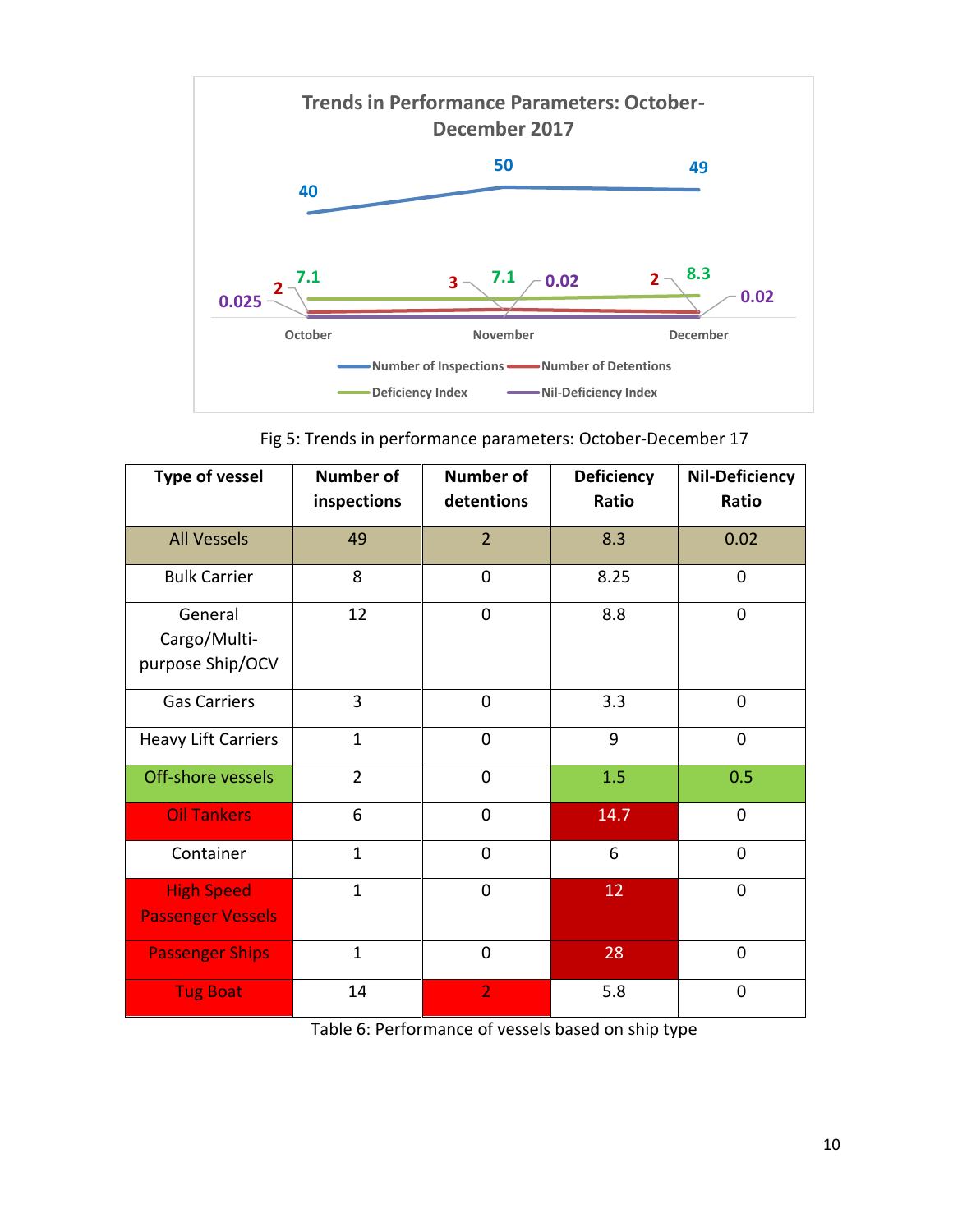Fig 5: Trends in performance parameters: October-December 17

| Type of vessel | Number of inspections | Number of detentions | Deficiency Ratio | Nil-Deficiency Ratio |
|---|---|---|---|---|
| All Vessels | 49 | 2 | 8.3 | 0.02 |
| Bulk Carrier | 8 | 0 | 8.25 | 0 |
| General Cargo/Multi-purpose Ship/OCV | 12 | 0 | 8.8 | 0 |
| Gas Carriers | 3 | 0 | 3.3 | 0 |
| Heavy Lift Carriers | 1 | 0 | 9 | 0 |
| Off-shore vessels | 2 | 0 | 1.5 | 0.5 |
| Oil Tankers | 6 | 0 | 14.7 | 0 |
| Container | 1 | 0 | 6 | 0 |
| High Speed Passenger Vessels | 1 | 0 | 12 | 0 |
| Passenger Ships | 1 | 0 | 28 | 0 |
| Tug Boat | 14 | 2 | 5.8 | 0 |

Table 6: Performance of vessels based on ship type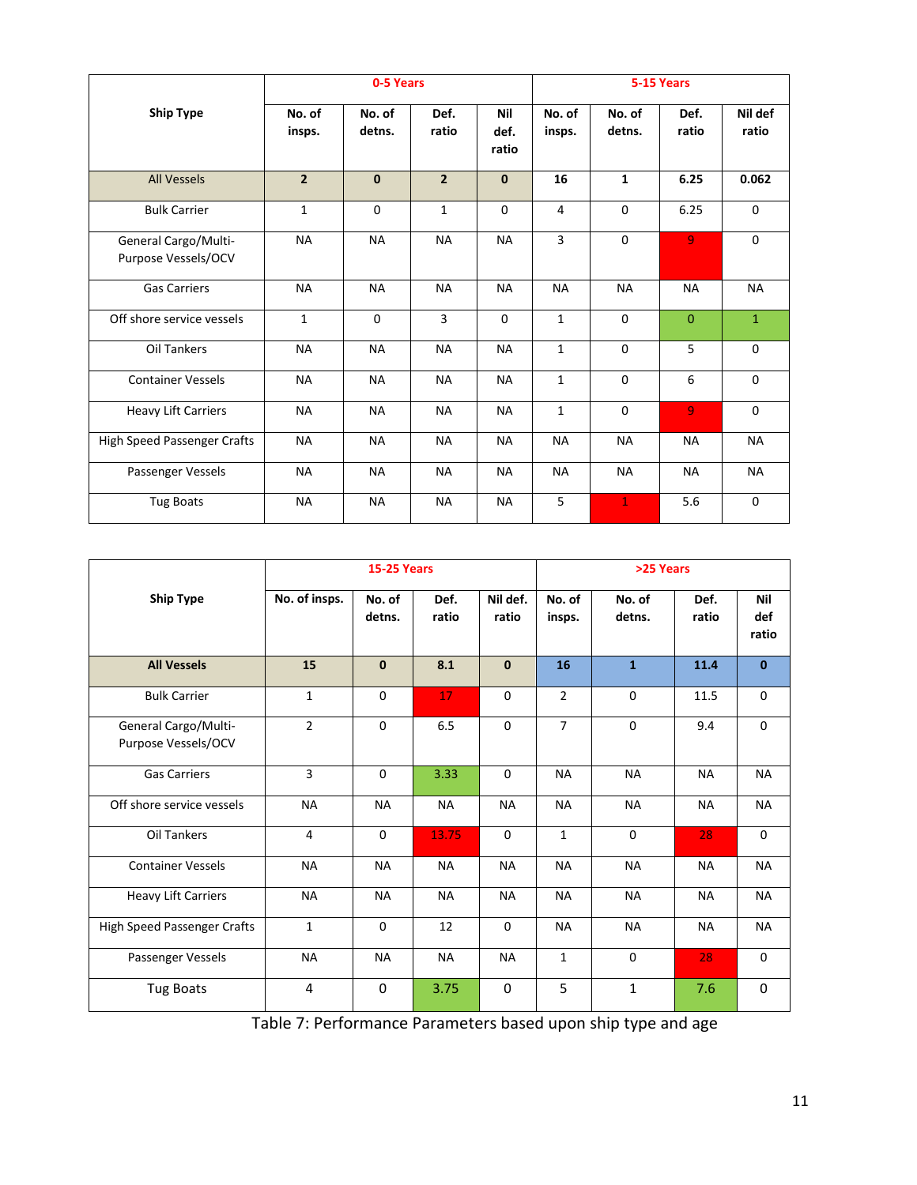| Ship Type | 0-5 Years | | | | 5-15 Years | | | |
|---|---|---|---|---|---|---|---|---|
| | No. of insps. | No. of detns. | Def. ratio | Nil def. ratio | No. of insps. | No. of detns. | Def. ratio | Nil def ratio |
| All Vessels | **2** | **0** | **2** | **0** | **16** | **1** | **6.25** | **0.062** |
| Bulk Carrier | 1 | 0 | 1 | 0 | 4 | 0 | 6.25 | 0 |
| General Cargo/Multi-Purpose Vessels/OCV | NA | NA | NA | NA | 3 | 0 | 9 | 0 |
| Gas Carriers | NA | NA | NA | NA | NA | NA | NA | NA |
| Off shore service vessels | 1 | 0 | 3 | 0 | 1 | 0 | 0 | 1 |
| Oil Tankers | NA | NA | NA | NA | 1 | 0 | 5 | 0 |
| Container Vessels | NA | NA | NA | NA | 1 | 0 | 6 | 0 |
| Heavy Lift Carriers | NA | NA | NA | NA | 1 | 0 | 9 | 0 |
| High Speed Passenger Crafts | NA | NA | NA | NA | NA | NA | NA | NA |
| Passenger Vessels | NA | NA | NA | NA | NA | NA | NA | NA |
| Tug Boats | NA | NA | NA | NA | 5 | 1 | 5.6 | 0 |

| Ship Type | 15-25 Years | | | | >25 Years | | | |
|---|---|---|---|---|---|---|---|---|
| | No. of insps. | No. of detns. | Def. ratio | Nil def. ratio | No. of insps. | No. of detns. | Def. ratio | Nil def ratio |
| **All Vessels** | **15** | **0** | **8.1** | **0** | **16** | **1** | **11.4** | **0** |
| Bulk Carrier | 1 | 0 | 17 | 0 | 2 | 0 | 11.5 | 0 |
| General Cargo/Multi-Purpose Vessels/OCV | 2 | 0 | 6.5 | 0 | 7 | 0 | 9.4 | 0 |
| Gas Carriers | 3 | 0 | 3.33 | 0 | NA | NA | NA | NA |
| Off shore service vessels | NA | NA | NA | NA | NA | NA | NA | NA |
| Oil Tankers | 4 | 0 | 13.75 | 0 | 1 | 0 | 28 | 0 |
| Container Vessels | NA | NA | NA | NA | NA | NA | NA | NA |
| Heavy Lift Carriers | NA | NA | NA | NA | NA | NA | NA | NA |
| High Speed Passenger Crafts | 1 | 0 | 12 | 0 | NA | NA | NA | NA |
| Passenger Vessels | NA | NA | NA | NA | 1 | 0 | 28 | 0 |
| Tug Boats | 4 | 0 | 3.75 | 0 | 5 | 1 | 7.6 | 0 |

Table 7: Performance Parameters based upon ship type and age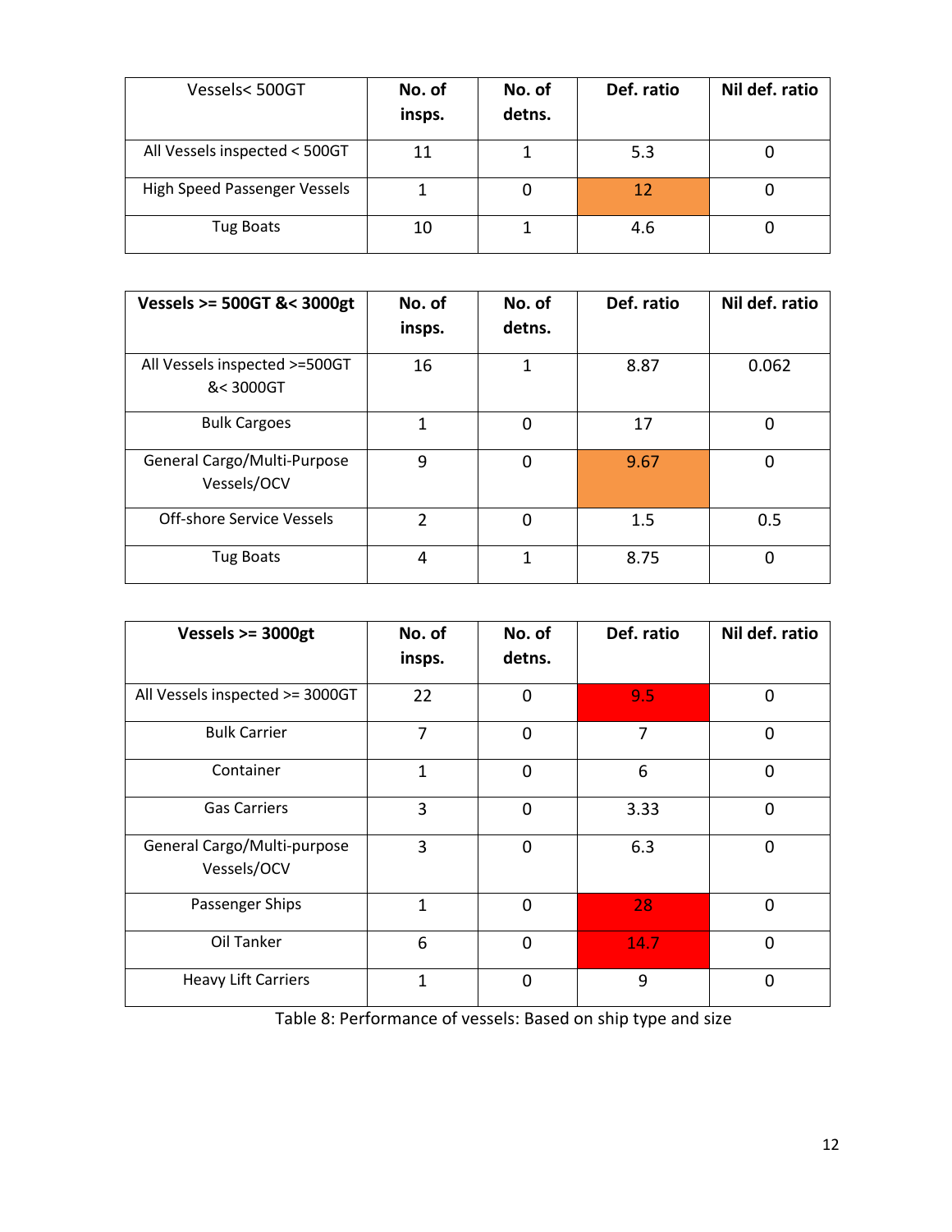| Vessels< 500GT | No. of insps. | No. of detns. | Def. ratio | Nil def. ratio |
|---|---|---|---|---|
| All Vessels inspected < 500GT | 11 | 1 | 5.3 | 0 |
| High Speed Passenger Vessels | 1 | 0 | 12 | 0 |
| Tug Boats | 10 | 1 | 4.6 | 0 |

| **Vessels >= 500GT &< 3000gt** | No. of insps. | No. of detns. | Def. ratio | Nil def. ratio |
|---|---|---|---|---|
| All Vessels inspected >=500GT &< 3000GT | 16 | 1 | 8.87 | 0.062 |
| Bulk Cargoes | 1 | 0 | 17 | 0 |
| General Cargo/Multi-Purpose Vessels/OCV | 9 | 0 | 9.67 | 0 |
| Off-shore Service Vessels | 2 | 0 | 1.5 | 0.5 |
| Tug Boats | 4 | 1 | 8.75 | 0 |

| **Vessels >= 3000gt** | No. of insps. | No. of detns. | Def. ratio | Nil def. ratio |
|---|---|---|---|---|
| All Vessels inspected >= 3000GT | 22 | 0 | 9.5 | 0 |
| Bulk Carrier | 7 | 0 | 7 | 0 |
| Container | 1 | 0 | 6 | 0 |
| Gas Carriers | 3 | 0 | 3.33 | 0 |
| General Cargo/Multi-purpose Vessels/OCV | 3 | 0 | 6.3 | 0 |
| Passenger Ships | 1 | 0 | 28 | 0 |
| Oil Tanker | 6 | 0 | 14.7 | 0 |
| Heavy Lift Carriers | 1 | 0 | 9 | 0 |

Table 8: Performance of vessels: Based on ship type and size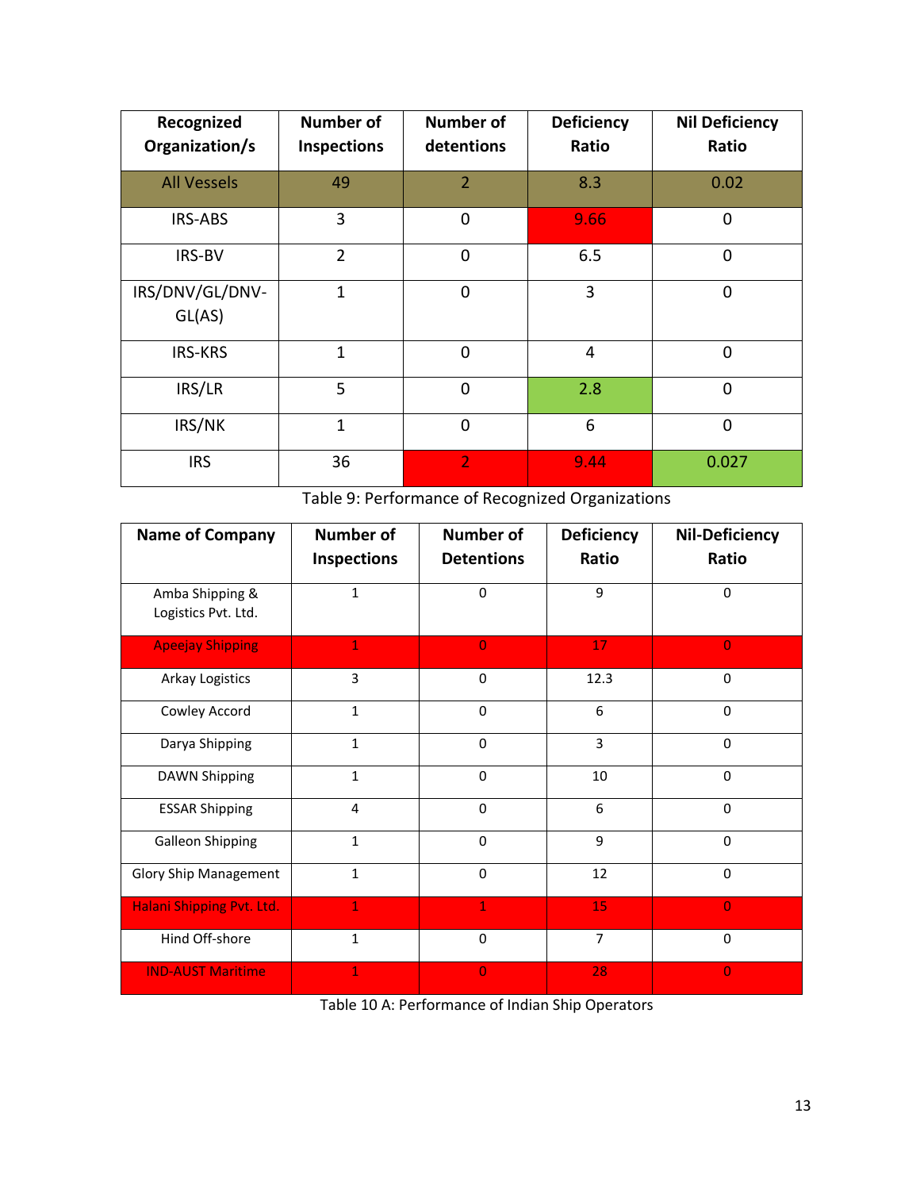| Recognized Organization/s | Number of Inspections | Number of detentions | Deficiency Ratio | Nil Deficiency Ratio |
|---|---|---|---|---|
| All Vessels | 49 | 2 | 8.3 | 0.02 |
| IRS-ABS | 3 | 0 | 9.66 | 0 |
| IRS-BV | 2 | 0 | 6.5 | 0 |
| IRS/DNV/GL/DNV-GL(AS) | 1 | 0 | 3 | 0 |
| IRS-KRS | 1 | 0 | 4 | 0 |
| IRS/LR | 5 | 0 | 2.8 | 0 |
| IRS/NK | 1 | 0 | 6 | 0 |
| IRS | 36 | 2 | 9.44 | 0.027 |

Table 9: Performance of Recognized Organizations

| Name of Company | Number of Inspections | Number of Detentions | Deficiency Ratio | Nil-Deficiency Ratio |
|---|---|---|---|---|
| Amba Shipping & Logistics Pvt. Ltd. | 1 | 0 | 9 | 0 |
| Apeejay Shipping | 1 | 0 | 17 | 0 |
| Arkay Logistics | 3 | 0 | 12.3 | 0 |
| Cowley Accord | 1 | 0 | 6 | 0 |
| Darya Shipping | 1 | 0 | 3 | 0 |
| DAWN Shipping | 1 | 0 | 10 | 0 |
| ESSAR Shipping | 4 | 0 | 6 | 0 |
| Galleon Shipping | 1 | 0 | 9 | 0 |
| Glory Ship Management | 1 | 0 | 12 | 0 |
| Halani Shipping Pvt. Ltd. | 1 | 1 | 15 | 0 |
| Hind Off-shore | 1 | 0 | 7 | 0 |
| IND-AUST Maritime | 1 | 0 | 28 | 0 |

Table 10 A: Performance of Indian Ship Operators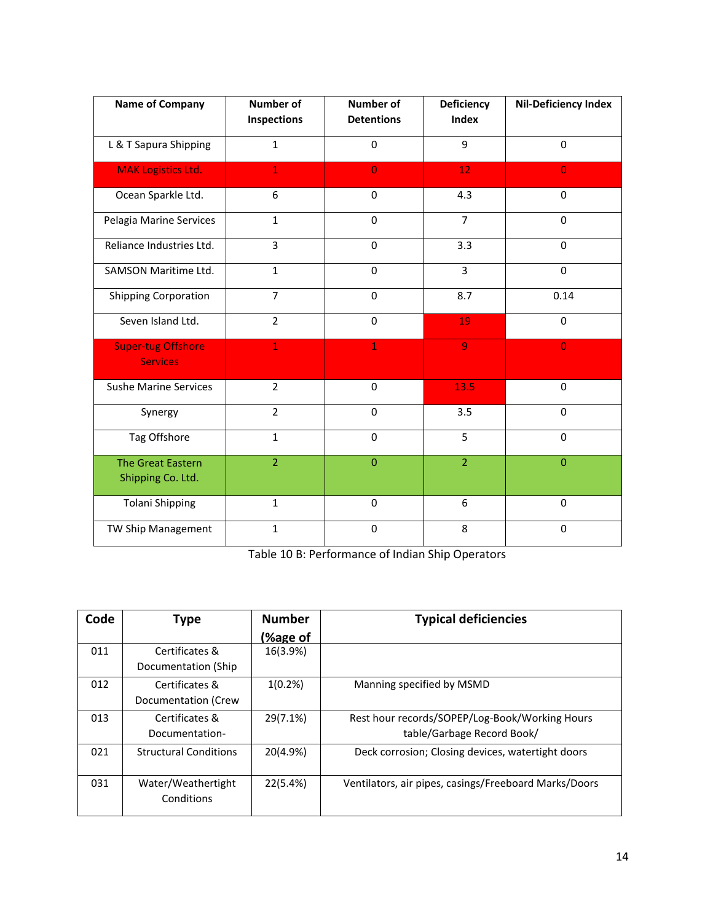| Name of Company | Number of Inspections | Number of Detentions | Deficiency Index | Nil-Deficiency Index |
|---|---|---|---|---|
| L & T Sapura Shipping | 1 | 0 | 9 | 0 |
| MAK Logistics Ltd. | 1 | 0 | 12 | 0 |
| Ocean Sparkle Ltd. | 6 | 0 | 4.3 | 0 |
| Pelagia Marine Services | 1 | 0 | 7 | 0 |
| Reliance Industries Ltd. | 3 | 0 | 3.3 | 0 |
| SAMSON Maritime Ltd. | 1 | 0 | 3 | 0 |
| Shipping Corporation | 7 | 0 | 8.7 | 0.14 |
| Seven Island Ltd. | 2 | 0 | 19 | 0 |
| Super-tug Offshore Services | 1 | 1 | 9 | 0 |
| Sushe Marine Services | 2 | 0 | 13.5 | 0 |
| Synergy | 2 | 0 | 3.5 | 0 |
| Tag Offshore | 1 | 0 | 5 | 0 |
| The Great Eastern Shipping Co. Ltd. | 2 | 0 | 2 | 0 |
| Tolani Shipping | 1 | 0 | 6 | 0 |
| TW Ship Management | 1 | 0 | 8 | 0 |

Table 10 B: Performance of Indian Ship Operators

| Code | Type | Number (%age of | Typical deficiencies |
|---|---|---|---|
| 011 | Certificates & Documentation (Ship | 16(3.9%) | |
| 012 | Certificates & Documentation (Crew | 1(0.2%) | Manning specified by MSMD |
| 013 | Certificates & Documentation- | 29(7.1%) | Rest hour records/SOPEP/Log-Book/Working Hours table/Garbage Record Book/ |
| 021 | Structural Conditions | 20(4.9%) | Deck corrosion; Closing devices, watertight doors |
| 031 | Water/Weathertight Conditions | 22(5.4%) | Ventilators, air pipes, casings/Freeboard Marks/Doors |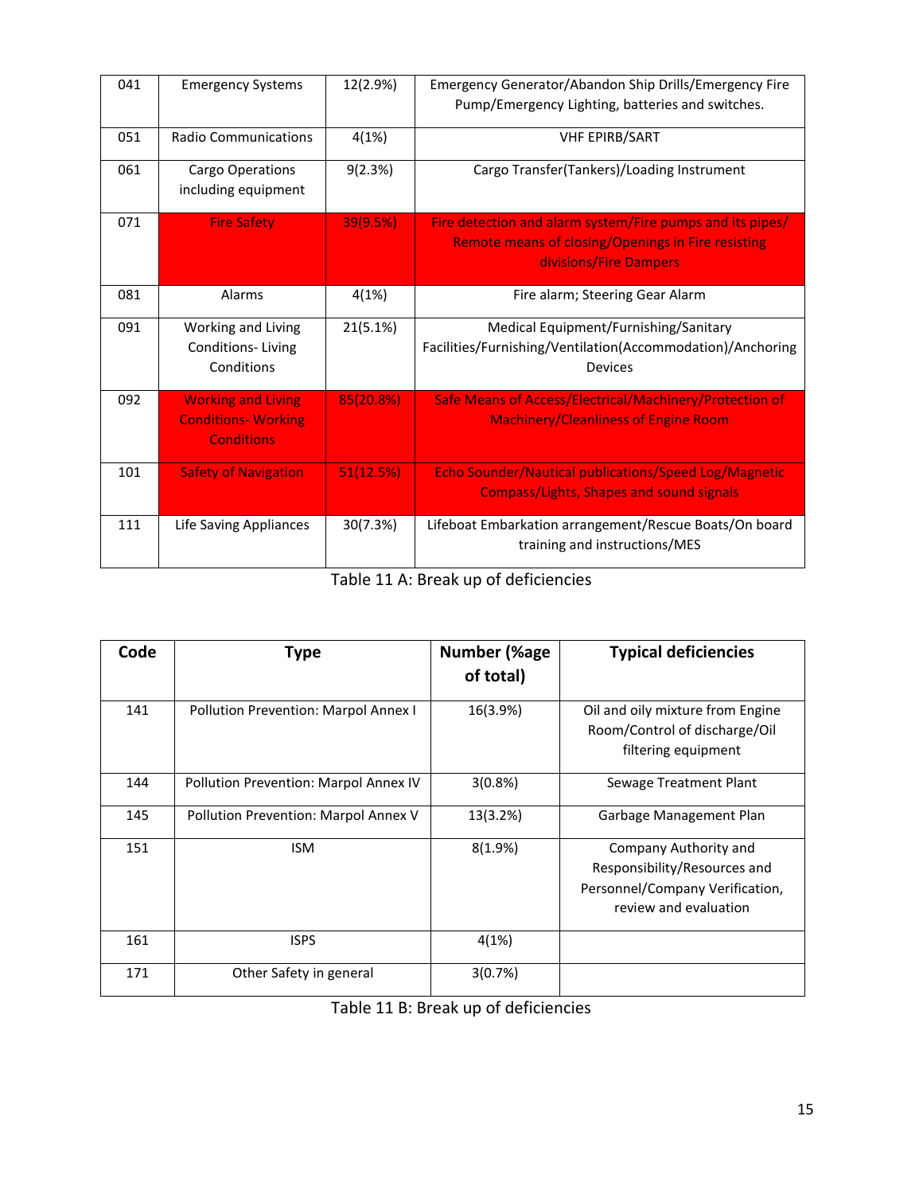| | | | |
|---|---|---|---|
| 041 | Emergency Systems | 12(2.9%) | Emergency Generator/Abandon Ship Drills/Emergency Fire Pump/Emergency Lighting, batteries and switches. |
| 051 | Radio Communications | 4(1%) | VHF EPIRB/SART |
| 061 | Cargo Operations including equipment | 9(2.3%) | Cargo Transfer(Tankers)/Loading Instrument |
| 071 | Fire Safety | 39(9.5%) | Fire detection and alarm system/Fire pumps and its pipes/ Remote means of closing/Openings in Fire resisting divisions/Fire Dampers |
| 081 | Alarms | 4(1%) | Fire alarm; Steering Gear Alarm |
| 091 | Working and Living Conditions- Living Conditions | 21(5.1%) | Medical Equipment/Furnishing/Sanitary Facilities/Furnishing/Ventilation(Accommodation)/Anchoring Devices |
| 092 | Working and Living Conditions- Working Conditions | 85(20.8%) | Safe Means of Access/Electrical/Machinery/Protection of Machinery/Cleanliness of Engine Room |
| 101 | Safety of Navigation | 51(12.5%) | Echo Sounder/Nautical publications/Speed Log/Magnetic Compass/Lights, Shapes and sound signals |
| 111 | Life Saving Appliances | 30(7.3%) | Lifeboat Embarkation arrangement/Rescue Boats/On board training and instructions/MES |

Table 11 A: Break up of deficiencies

| Code | Type | Number (%age of total) | Typical deficiencies |
|---|---|---|---|
| 141 | Pollution Prevention: Marpol Annex I | 16(3.9%) | Oil and oily mixture from Engine Room/Control of discharge/Oil filtering equipment |
| 144 | Pollution Prevention: Marpol Annex IV | 3(0.8%) | Sewage Treatment Plant |
| 145 | Pollution Prevention: Marpol Annex V | 13(3.2%) | Garbage Management Plan |
| 151 | ISM | 8(1.9%) | Company Authority and Responsibility/Resources and Personnel/Company Verification, review and evaluation |
| 161 | ISPS | 4(1%) | |
| 171 | Other Safety in general | 3(0.7%) | |

Table 11 B: Break up of deficiencies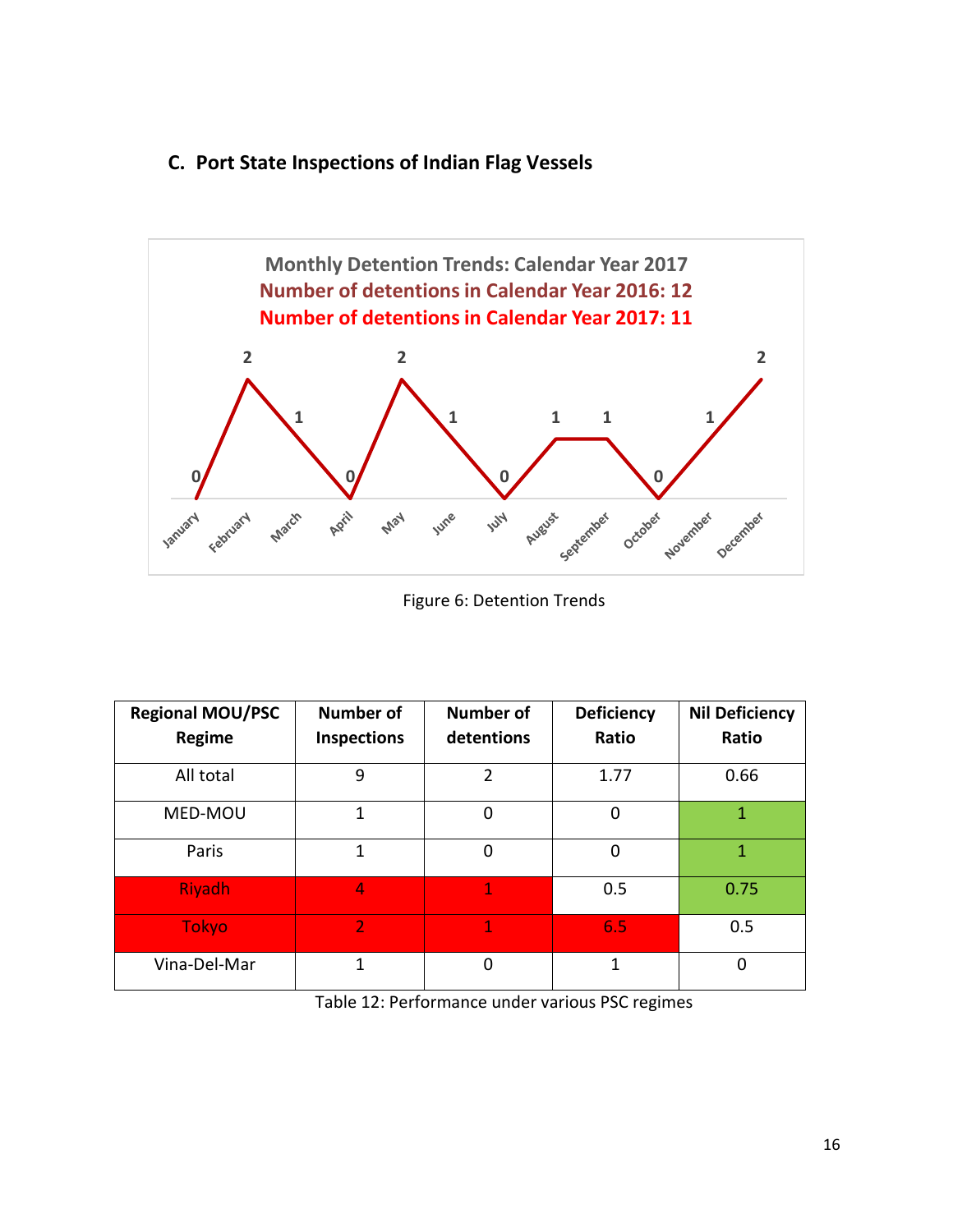## C. Port State Inspections of Indian Flag Vessels

Monthly Detention Trends: Calendar Year 2017

Number of detentions in Calendar Year 2016: 12

Number of detentions in Calendar Year 2017: 11

| Month | Detentions |
|---|---|
| January | 0 |
| February | 2 |
| March | 1 |
| April | 0 |
| May | 2 |
| June | 1 |
| July | 0 |
| August | 1 |
| September | 1 |
| October | 0 |
| November | 1 |
| December | 2 |

Figure 6: Detention Trends

| Regional MOU/PSC Regime | Number of Inspections | Number of detentions | Deficiency Ratio | Nil Deficiency Ratio |
|---|---|---|---|---|
| All total | 9 | 2 | 1.77 | 0.66 |
| MED-MOU | 1 | 0 | 0 | 1 |
| Paris | 1 | 0 | 0 | 1 |
| Riyadh | 4 | 1 | 0.5 | 0.75 |
| Tokyo | 2 | 1 | 6.5 | 0.5 |
| Vina-Del-Mar | 1 | 0 | 1 | 0 |

Table 12: Performance under various PSC regimes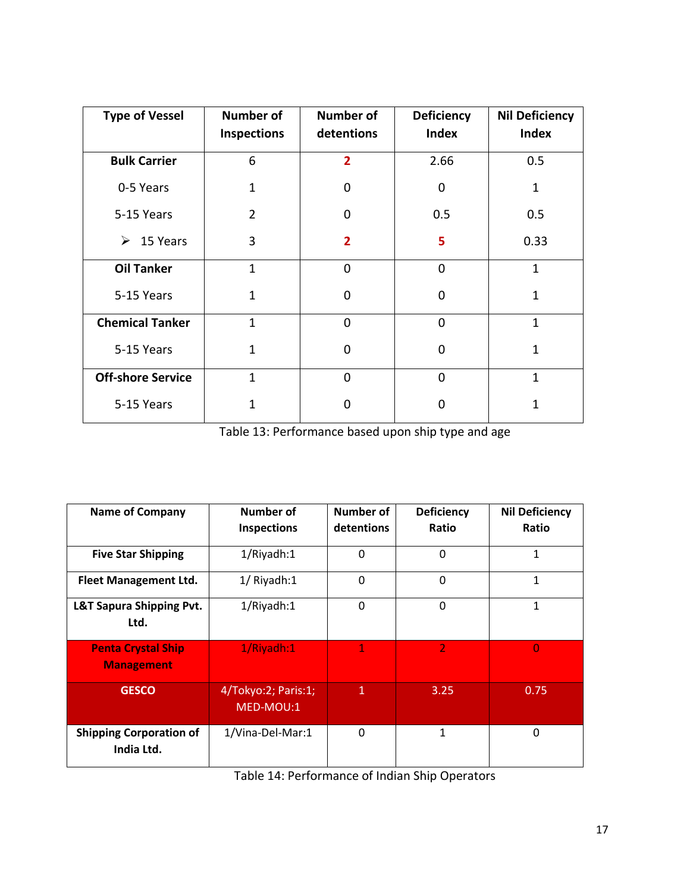| Type of Vessel | Number of Inspections | Number of detentions | Deficiency Index | Nil Deficiency Index |
|---|---|---|---|---|
| **Bulk Carrier** | 6 | 2 | 2.66 | 0.5 |
| 0-5 Years | 1 | 0 | 0 | 1 |
| 5-15 Years | 2 | 0 | 0.5 | 0.5 |
| ➢ 15 Years | 3 | 2 | 5 | 0.33 |
| **Oil Tanker** | 1 | 0 | 0 | 1 |
| 5-15 Years | 1 | 0 | 0 | 1 |
| **Chemical Tanker** | 1 | 0 | 0 | 1 |
| 5-15 Years | 1 | 0 | 0 | 1 |
| **Off-shore Service** | 1 | 0 | 0 | 1 |
| 5-15 Years | 1 | 0 | 0 | 1 |

Table 13: Performance based upon ship type and age

| Name of Company | Number of Inspections | Number of detentions | Deficiency Ratio | Nil Deficiency Ratio |
|---|---|---|---|---|
| **Five Star Shipping** | 1/Riyadh:1 | 0 | 0 | 1 |
| **Fleet Management Ltd.** | 1/ Riyadh:1 | 0 | 0 | 1 |
| **L&T Sapura Shipping Pvt. Ltd.** | 1/Riyadh:1 | 0 | 0 | 1 |
| **Penta Crystal Ship Management** | 1/Riyadh:1 | 1 | 2 | 0 |
| **GESCO** | 4/Tokyo:2; Paris:1; MED-MOU:1 | 1 | 3.25 | 0.75 |
| **Shipping Corporation of India Ltd.** | 1/Vina-Del-Mar:1 | 0 | 1 | 0 |

Table 14: Performance of Indian Ship Operators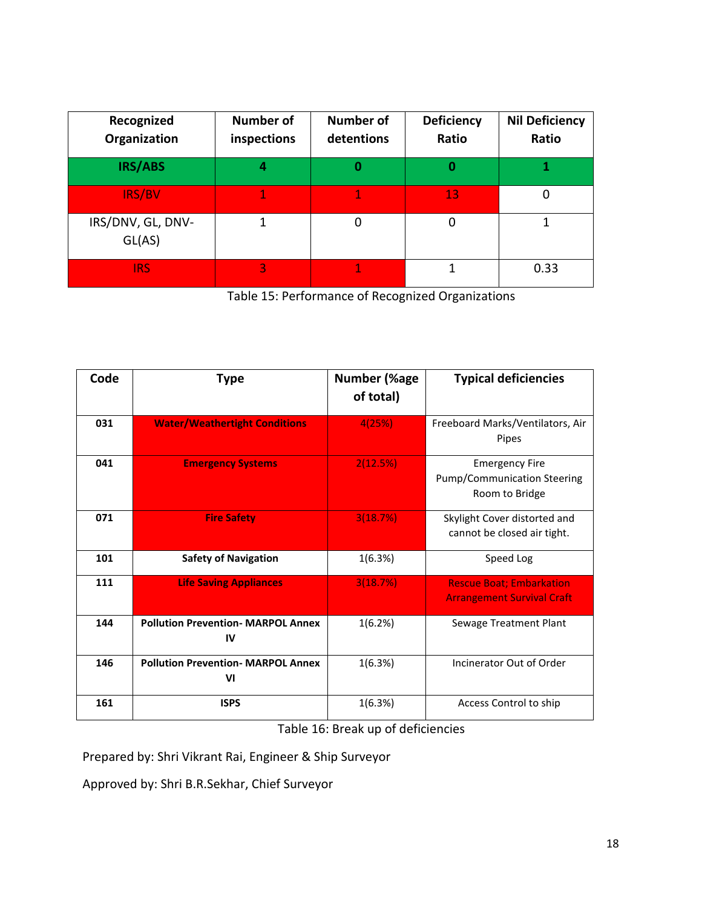| Recognized Organization | Number of inspections | Number of detentions | Deficiency Ratio | Nil Deficiency Ratio |
|---|---|---|---|---|
| **IRS/ABS** | **4** | **0** | **0** | **1** |
| IRS/BV | 1 | 1 | 13 | 0 |
| IRS/DNV, GL, DNV-GL(AS) | 1 | 0 | 0 | 1 |
| IRS | 3 | 1 | 1 | 0.33 |

Table 15: Performance of Recognized Organizations

| Code | Type | Number (%age of total) | Typical deficiencies |
|---|---|---|---|
| **031** | **Water/Weathertight Conditions** | 4(25%) | Freeboard Marks/Ventilators, Air Pipes |
| **041** | **Emergency Systems** | 2(12.5%) | Emergency Fire Pump/Communication Steering Room to Bridge |
| **071** | **Fire Safety** | 3(18.7%) | Skylight Cover distorted and cannot be closed air tight. |
| **101** | **Safety of Navigation** | 1(6.3%) | Speed Log |
| **111** | **Life Saving Appliances** | 3(18.7%) | Rescue Boat; Embarkation Arrangement Survival Craft |
| **144** | **Pollution Prevention- MARPOL Annex IV** | 1(6.2%) | Sewage Treatment Plant |
| **146** | **Pollution Prevention- MARPOL Annex VI** | 1(6.3%) | Incinerator Out of Order |
| **161** | **ISPS** | 1(6.3%) | Access Control to ship |

Table 16: Break up of deficiencies

Prepared by: Shri Vikrant Rai, Engineer & Ship Surveyor

Approved by: Shri B.R.Sekhar, Chief Surveyor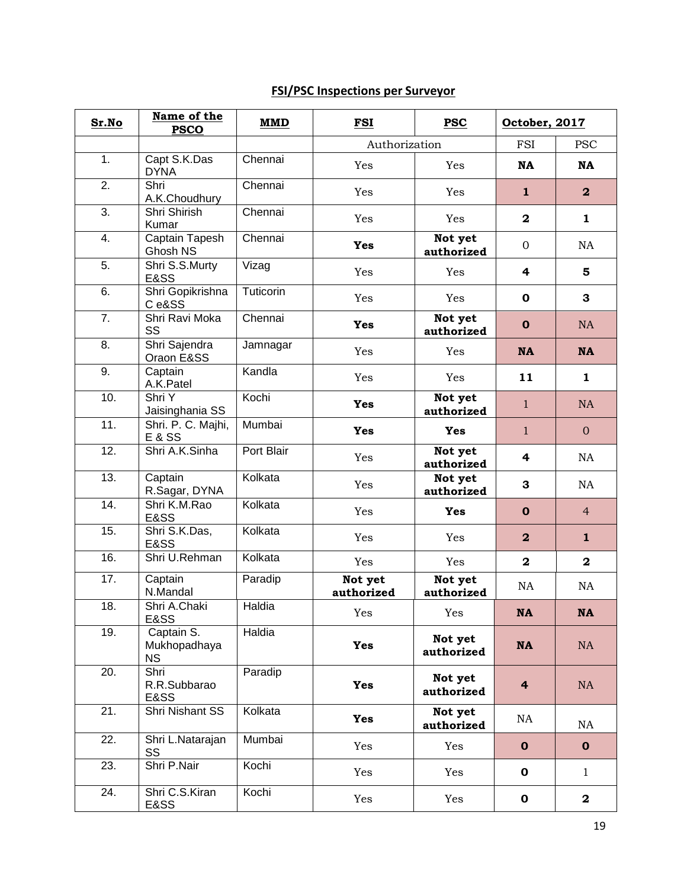## FSI/PSC Inspections per Surveyor

| Sr.No | Name of the PSCO | MMD | FSI | PSC | October, 2017 | |
|---|---|---|---|---|---|---|
| | | | Authorization | | FSI | PSC |
| 1. | Capt S.K.Das DYNA | Chennai | Yes | Yes | **NA** | **NA** |
| 2. | Shri A.K.Choudhury | Chennai | Yes | Yes | **1** | **2** |
| 3. | Shri Shirish Kumar | Chennai | Yes | Yes | **2** | **1** |
| 4. | Captain Tapesh Ghosh NS | Chennai | **Yes** | **Not yet authorized** | 0 | NA |
| 5. | Shri S.S.Murty E&SS | Vizag | Yes | Yes | **4** | **5** |
| 6. | Shri Gopikrishna C e&SS | Tuticorin | Yes | Yes | **0** | **3** |
| 7. | Shri Ravi Moka SS | Chennai | **Yes** | **Not yet authorized** | **0** | NA |
| 8. | Shri Sajendra Oraon E&SS | Jamnagar | Yes | Yes | **NA** | **NA** |
| 9. | Captain A.K.Patel | Kandla | Yes | Yes | **11** | **1** |
| 10. | Shri Y Jaisinghania SS | Kochi | **Yes** | **Not yet authorized** | 1 | NA |
| 11. | Shri. P. C. Majhi, E & SS | Mumbai | **Yes** | **Yes** | 1 | 0 |
| 12. | Shri A.K.Sinha | Port Blair | Yes | **Not yet authorized** | **4** | NA |
| 13. | Captain R.Sagar, DYNA | Kolkata | Yes | **Not yet authorized** | **3** | NA |
| 14. | Shri K.M.Rao E&SS | Kolkata | Yes | **Yes** | **0** | 4 |
| 15. | Shri S.K.Das, E&SS | Kolkata | Yes | Yes | **2** | **1** |
| 16. | Shri U.Rehman | Kolkata | Yes | Yes | **2** | **2** |
| 17. | Captain N.Mandal | Paradip | **Not yet authorized** | **Not yet authorized** | NA | NA |
| 18. | Shri A.Chaki E&SS | Haldia | Yes | Yes | **NA** | **NA** |
| 19. | Captain S. Mukhopadhaya NS | Haldia | **Yes** | **Not yet authorized** | **NA** | NA |
| 20. | Shri R.R.Subbarao E&SS | Paradip | **Yes** | **Not yet authorized** | **4** | NA |
| 21. | Shri Nishant SS | Kolkata | **Yes** | **Not yet authorized** | NA | NA |
| 22. | Shri L.Natarajan SS | Mumbai | Yes | Yes | **0** | **0** |
| 23. | Shri P.Nair | Kochi | Yes | Yes | **0** | 1 |
| 24. | Shri C.S.Kiran E&SS | Kochi | Yes | Yes | **0** | **2** |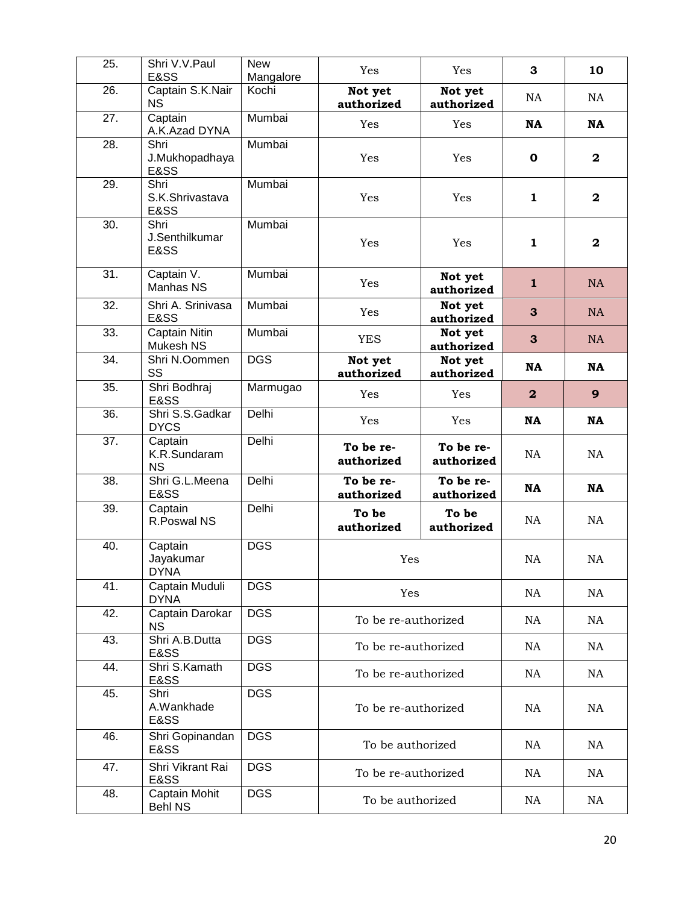| | | | | | | |
|---|---|---|---|---|---|---|
| 25. | Shri V.V.Paul E&SS | New Mangalore | Yes | Yes | **3** | **10** |
| 26. | Captain S.K.Nair NS | Kochi | **Not yet authorized** | **Not yet authorized** | NA | NA |
| 27. | Captain A.K.Azad DYNA | Mumbai | Yes | Yes | **NA** | **NA** |
| 28. | Shri J.Mukhopadhaya E&SS | Mumbai | Yes | Yes | **0** | **2** |
| 29. | Shri S.K.Shrivastava E&SS | Mumbai | Yes | Yes | **1** | **2** |
| 30. | Shri J.Senthilkumar E&SS | Mumbai | Yes | Yes | **1** | **2** |
| 31. | Captain V. Manhas NS | Mumbai | Yes | **Not yet authorized** | **1** | NA |
| 32. | Shri A. Srinivasa E&SS | Mumbai | Yes | **Not yet authorized** | **3** | NA |
| 33. | Captain Nitin Mukesh NS | Mumbai | YES | **Not yet authorized** | **3** | NA |
| 34. | Shri N.Oommen SS | DGS | **Not yet authorized** | **Not yet authorized** | **NA** | **NA** |
| 35. | Shri Bodhraj E&SS | Marmugao | Yes | Yes | **2** | **9** |
| 36. | Shri S.S.Gadkar DYCS | Delhi | Yes | Yes | **NA** | **NA** |
| 37. | Captain K.R.Sundaram NS | Delhi | **To be re-authorized** | **To be re-authorized** | NA | NA |
| 38. | Shri G.L.Meena E&SS | Delhi | **To be re-authorized** | **To be re-authorized** | **NA** | **NA** |
| 39. | Captain R.Poswal NS | Delhi | **To be authorized** | **To be authorized** | NA | NA |
| 40. | Captain Jayakumar DYNA | DGS | Yes | | NA | NA |
| 41. | Captain Muduli DYNA | DGS | Yes | | NA | NA |
| 42. | Captain Darokar NS | DGS | To be re-authorized | | NA | NA |
| 43. | Shri A.B.Dutta E&SS | DGS | To be re-authorized | | NA | NA |
| 44. | Shri S.Kamath E&SS | DGS | To be re-authorized | | NA | NA |
| 45. | Shri A.Wankhade E&SS | DGS | To be re-authorized | | NA | NA |
| 46. | Shri Gopinandan E&SS | DGS | To be authorized | | NA | NA |
| 47. | Shri Vikrant Rai E&SS | DGS | To be re-authorized | | NA | NA |
| 48. | Captain Mohit Behl NS | DGS | To be authorized | | NA | NA |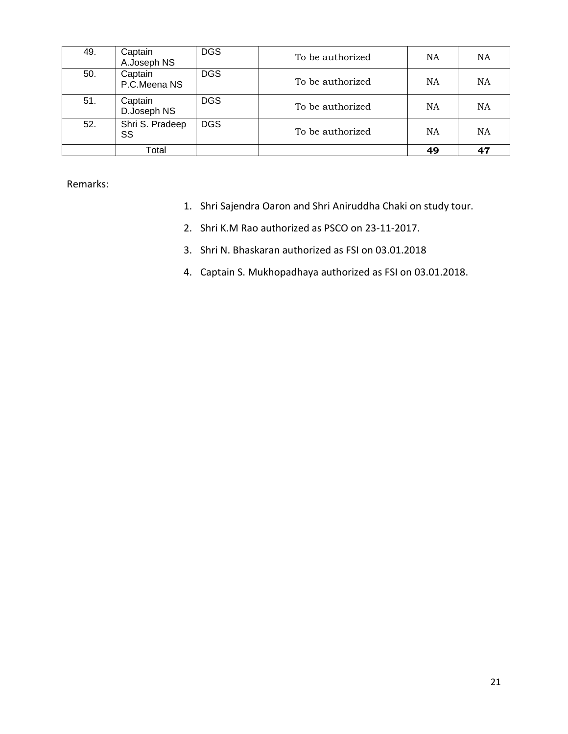| | | | | | |
|---|---|---|---|---|---|
| 49. | Captain A.Joseph NS | DGS | To be authorized | NA | NA |
| 50. | Captain P.C.Meena NS | DGS | To be authorized | NA | NA |
| 51. | Captain D.Joseph NS | DGS | To be authorized | NA | NA |
| 52. | Shri S. Pradeep SS | DGS | To be authorized | NA | NA |
| | Total | | | **49** | **47** |

Remarks:

1. Shri Sajendra Oaron and Shri Aniruddha Chaki on study tour.
2. Shri K.M Rao authorized as PSCO on 23-11-2017.
3. Shri N. Bhaskaran authorized as FSI on 03.01.2018
4. Captain S. Mukhopadhaya authorized as FSI on 03.01.2018.